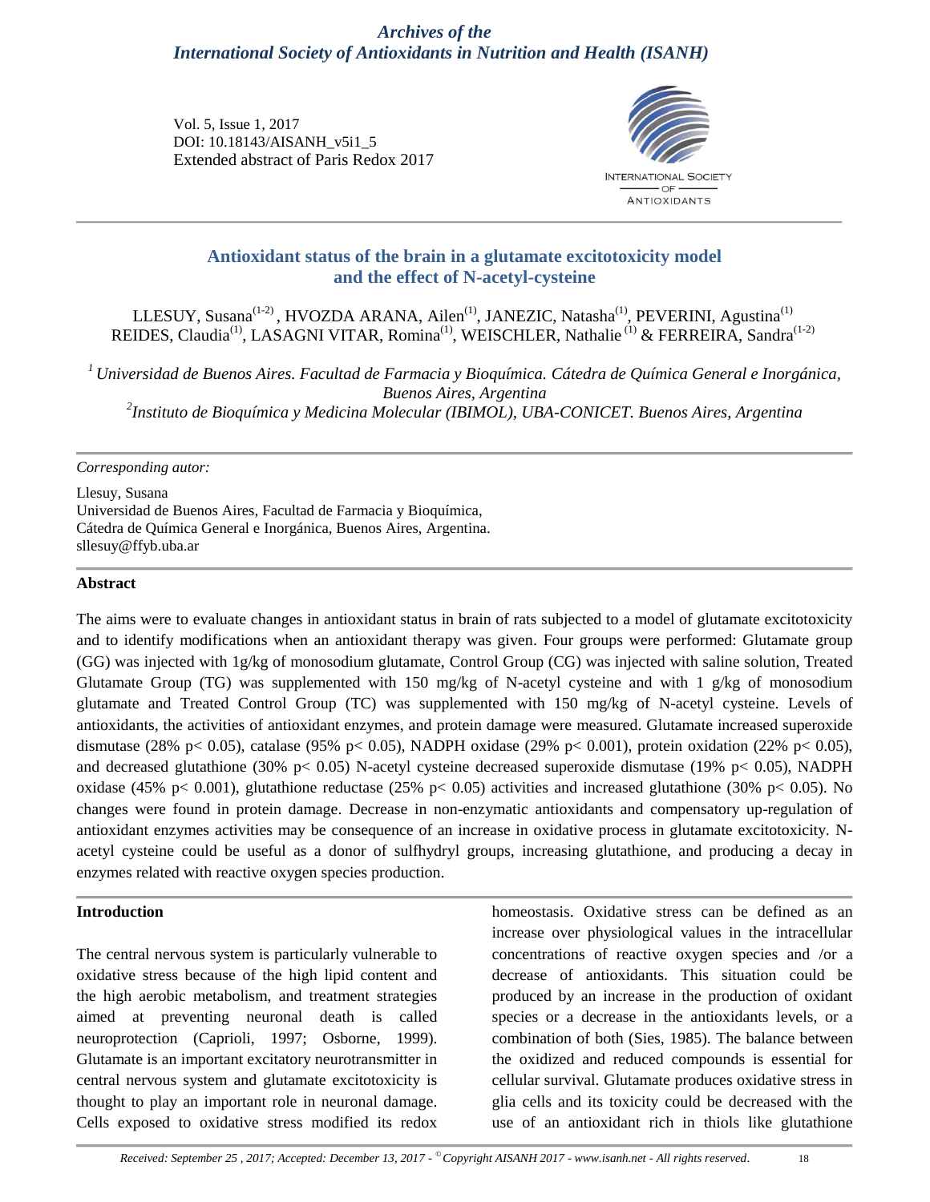*Archives of the*
*International Society of Antioxidants in Nutrition and Health (ISANH)*

Vol. 5, Issue 1, 2017
DOI: 10.18143/AISANH_v5i1_5
Extended abstract of Paris Redox 2017

# Antioxidant status of the brain in a glutamate excitotoxicity model and the effect of N-acetyl-cysteine

LLESUY, Susana[1-2], HVOZDA ARANA, Ailen[1], JANEZIC, Natasha[1], PEVERINI, Agustina[1] REIDES, Claudia[1], LASAGNI VITAR, Romina[1], WEISCHLER, Nathalie[1] & FERREIRA, Sandra[1-2]

[1] *Universidad de Buenos Aires. Facultad de Farmacia y Bioquímica. Cátedra de Química General e Inorgánica, Buenos Aires, Argentina*
[2] *Instituto de Bioquímica y Medicina Molecular (IBIMOL), UBA-CONICET. Buenos Aires, Argentina*

*Corresponding autor:*

Llesuy, Susana
Universidad de Buenos Aires, Facultad de Farmacia y Bioquímica,
Cátedra de Química General e Inorgánica, Buenos Aires, Argentina.
sllesuy@ffyb.uba.ar

## Abstract

The aims were to evaluate changes in antioxidant status in brain of rats subjected to a model of glutamate excitotoxicity and to identify modifications when an antioxidant therapy was given. Four groups were performed: Glutamate group (GG) was injected with 1g/kg of monosodium glutamate, Control Group (CG) was injected with saline solution, Treated Glutamate Group (TG) was supplemented with 150 mg/kg of N-acetyl cysteine and with 1 g/kg of monosodium glutamate and Treated Control Group (TC) was supplemented with 150 mg/kg of N-acetyl cysteine. Levels of antioxidants, the activities of antioxidant enzymes, and protein damage were measured. Glutamate increased superoxide dismutase (28% $p < 0.05$), catalase (95% $p < 0.05$), NADPH oxidase (29% $p < 0.001$), protein oxidation (22% $p < 0.05$), and decreased glutathione (30% $p < 0.05$) N-acetyl cysteine decreased superoxide dismutase (19% $p < 0.05$), NADPH oxidase (45% $p < 0.001$), glutathione reductase (25% $p < 0.05$) activities and increased glutathione (30% $p < 0.05$). No changes were found in protein damage. Decrease in non-enzymatic antioxidants and compensatory up-regulation of antioxidant enzymes activities may be consequence of an increase in oxidative process in glutamate excitotoxicity. N-acetyl cysteine could be useful as a donor of sulfhydryl groups, increasing glutathione, and producing a decay in enzymes related with reactive oxygen species production.

## Introduction

The central nervous system is particularly vulnerable to oxidative stress because of the high lipid content and the high aerobic metabolism, and treatment strategies aimed at preventing neuronal death is called neuroprotection (Caprioli, 1997; Osborne, 1999). Glutamate is an important excitatory neurotransmitter in central nervous system and glutamate excitotoxicity is thought to play an important role in neuronal damage. Cells exposed to oxidative stress modified its redox homeostasis. Oxidative stress can be defined as an increase over physiological values in the intracellular concentrations of reactive oxygen species and /or a decrease of antioxidants. This situation could be produced by an increase in the production of oxidant species or a decrease in the antioxidants levels, or a combination of both (Sies, 1985). The balance between the oxidized and reduced compounds is essential for cellular survival. Glutamate produces oxidative stress in glia cells and its toxicity could be decreased with the use of an antioxidant rich in thiols like glutathione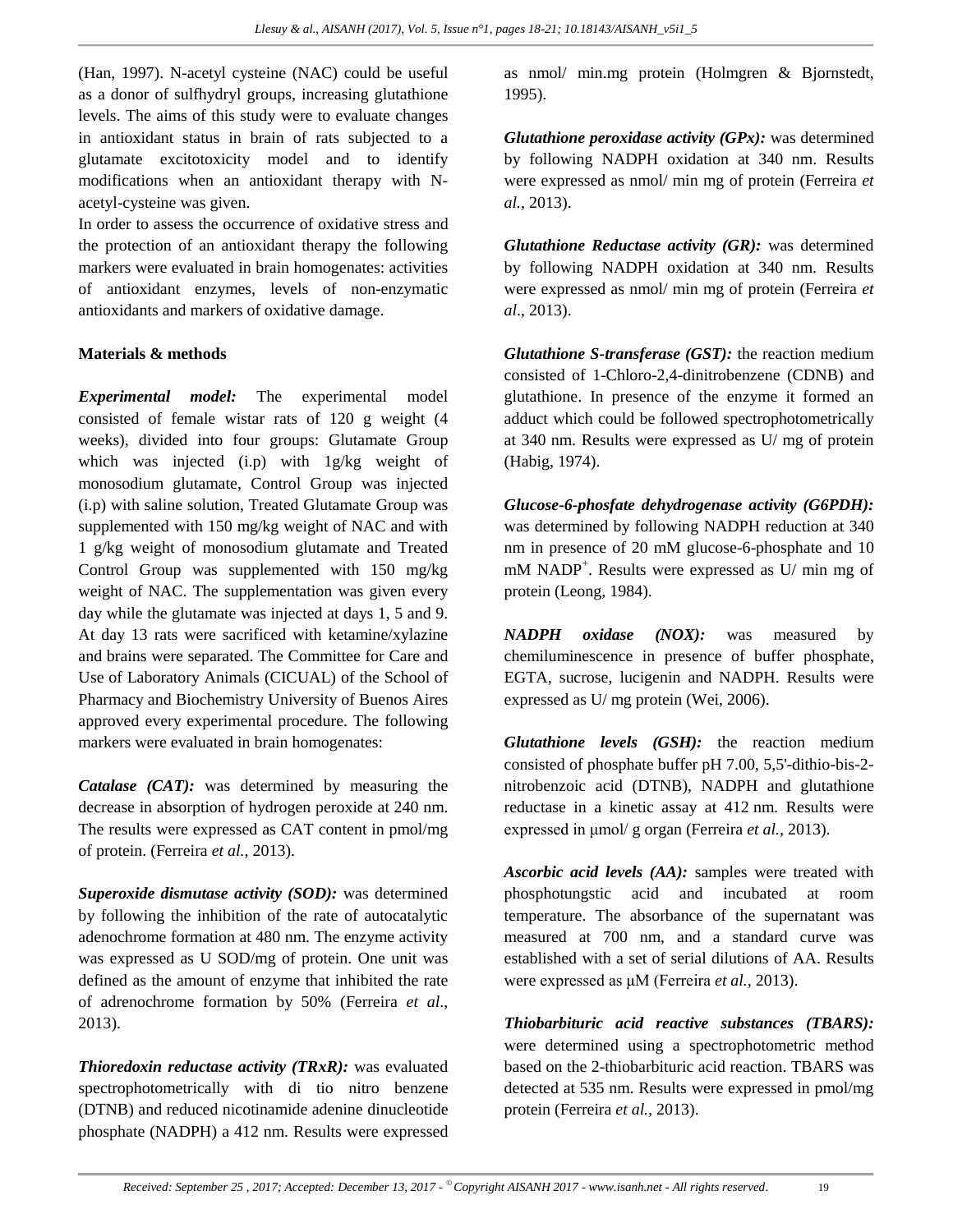(Han, 1997). N-acetyl cysteine (NAC) could be useful as a donor of sulfhydryl groups, increasing glutathione levels. The aims of this study were to evaluate changes in antioxidant status in brain of rats subjected to a glutamate excitotoxicity model and to identify modifications when an antioxidant therapy with N-acetyl-cysteine was given.

In order to assess the occurrence of oxidative stress and the protection of an antioxidant therapy the following markers were evaluated in brain homogenates: activities of antioxidant enzymes, levels of non-enzymatic antioxidants and markers of oxidative damage.

**Materials & methods**

***Experimental model:*** The experimental model consisted of female wistar rats of 120 g weight (4 weeks), divided into four groups: Glutamate Group which was injected (i.p) with 1g/kg weight of monosodium glutamate, Control Group was injected (i.p) with saline solution, Treated Glutamate Group was supplemented with 150 mg/kg weight of NAC and with 1 g/kg weight of monosodium glutamate and Treated Control Group was supplemented with 150 mg/kg weight of NAC. The supplementation was given every day while the glutamate was injected at days 1, 5 and 9. At day 13 rats were sacrificed with ketamine/xylazine and brains were separated. The Committee for Care and Use of Laboratory Animals (CICUAL) of the School of Pharmacy and Biochemistry University of Buenos Aires approved every experimental procedure. The following markers were evaluated in brain homogenates:

***Catalase (CAT):*** was determined by measuring the decrease in absorption of hydrogen peroxide at 240 nm. The results were expressed as CAT content in pmol/mg of protein. (Ferreira *et al.,* 2013).

***Superoxide dismutase activity (SOD):*** was determined by following the inhibition of the rate of autocatalytic adenochrome formation at 480 nm. The enzyme activity was expressed as U SOD/mg of protein. One unit was defined as the amount of enzyme that inhibited the rate of adrenochrome formation by 50% (Ferreira *et al*., 2013).

***Thioredoxin reductase activity (TRxR):*** was evaluated spectrophotometrically with di tio nitro benzene (DTNB) and reduced nicotinamide adenine dinucleotide phosphate (NADPH) a 412 nm. Results were expressed as nmol/ min.mg protein (Holmgren & Bjornstedt, 1995).

***Glutathione peroxidase activity (GPx):*** was determined by following NADPH oxidation at 340 nm. Results were expressed as nmol/ min mg of protein (Ferreira *et al.,* 2013).

***Glutathione Reductase activity (GR):*** was determined by following NADPH oxidation at 340 nm. Results were expressed as nmol/ min mg of protein (Ferreira *et al*., 2013).

***Glutathione S-transferase (GST):*** the reaction medium consisted of 1-Chloro-2,4-dinitrobenzene (CDNB) and glutathione. In presence of the enzyme it formed an adduct which could be followed spectrophotometrically at 340 nm. Results were expressed as U/ mg of protein (Habig, 1974).

***Glucose-6-phosfate dehydrogenase activity (G6PDH):*** was determined by following NADPH reduction at 340 nm in presence of 20 mM glucose-6-phosphate and 10 mM $NADP^+$. Results were expressed as U/ min mg of protein (Leong, 1984).

***NADPH oxidase (NOX):*** was measured by chemiluminescence in presence of buffer phosphate, EGTA, sucrose, lucigenin and NADPH. Results were expressed as U/ mg protein (Wei, 2006).

***Glutathione levels (GSH):*** the reaction medium consisted of phosphate buffer pH 7.00, 5,5'-dithio-bis-2-nitrobenzoic acid (DTNB), NADPH and glutathione reductase in a kinetic assay at 412 nm. Results were expressed in μmol/ g organ (Ferreira *et al.,* 2013).

***Ascorbic acid levels (AA):*** samples were treated with phosphotungstic acid and incubated at room temperature. The absorbance of the supernatant was measured at 700 nm, and a standard curve was established with a set of serial dilutions of AA. Results were expressed as μM (Ferreira *et al.*, 2013).

***Thiobarbituric acid reactive substances (TBARS):*** were determined using a spectrophotometric method based on the 2-thiobarbituric acid reaction. TBARS was detected at 535 nm. Results were expressed in pmol/mg protein (Ferreira *et al.,* 2013).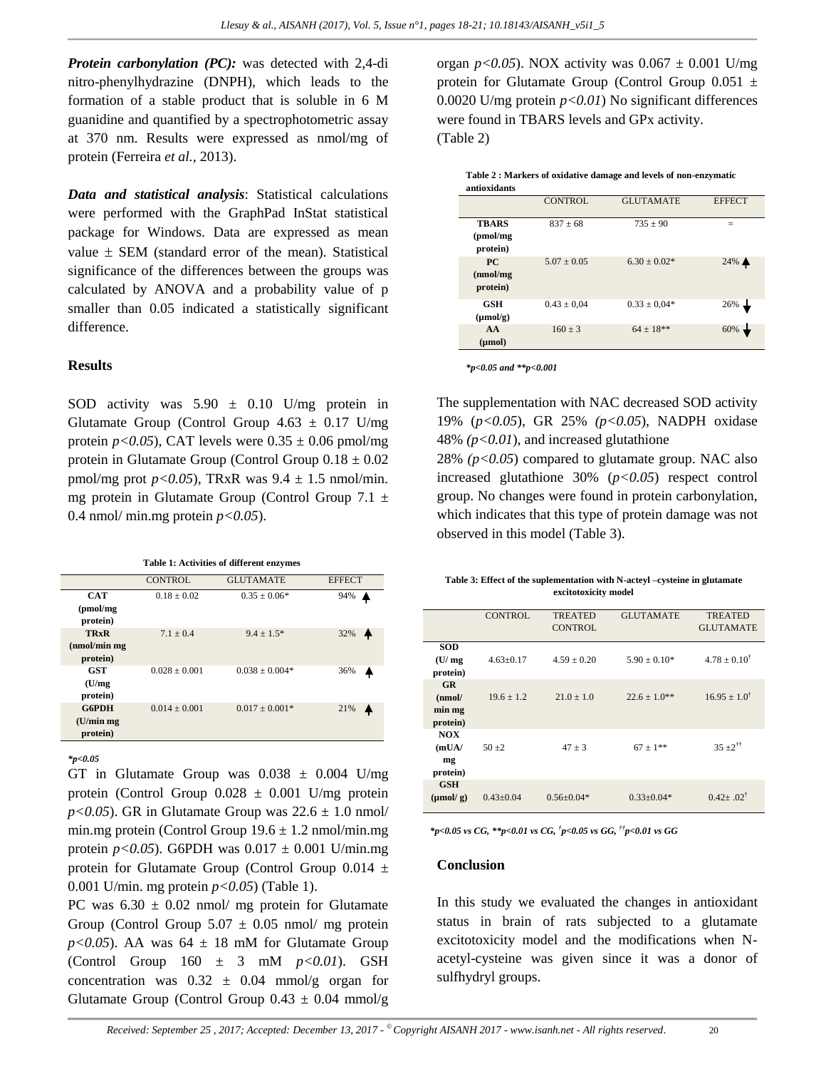***Protein carbonylation (PC):*** was detected with 2,4-di nitro-phenylhydrazine (DNPH), which leads to the formation of a stable product that is soluble in 6 M guanidine and quantified by a spectrophotometric assay at 370 nm. Results were expressed as nmol/mg of protein (Ferreira *et al.*, 2013).

***Data and statistical analysis***: Statistical calculations were performed with the GraphPad InStat statistical package for Windows. Data are expressed as mean value ± SEM (standard error of the mean). Statistical significance of the differences between the groups was calculated by ANOVA and a probability value of p smaller than 0.05 indicated a statistically significant difference.

## Results

SOD activity was 5.90 ± 0.10 U/mg protein in Glutamate Group (Control Group 4.63 ± 0.17 U/mg protein $p<0.05$), CAT levels were 0.35 ± 0.06 pmol/mg protein in Glutamate Group (Control Group 0.18 ± 0.02 pmol/mg prot $p<0.05$), TRxR was 9.4 ± 1.5 nmol/min. mg protein in Glutamate Group (Control Group 7.1 ± 0.4 nmol/ min.mg protein $p<0.05$).

**Table 1: Activities of different enzymes**

| | CONTROL | GLUTAMATE | EFFECT |
|---|---|---|---|
| **CAT (pmol/mg protein)** | 0.18 ± 0.02 | 0.35 ± 0.06* | 94% ▲ |
| **TRxR (nmol/min mg protein)** | 7.1 ± 0.4 | 9.4 ± 1.5* | 32% ▲ |
| **GST (U/mg protein)** | 0.028 ± 0.001 | 0.038 ± 0.004* | 36% ▲ |
| **G6PDH (U/min mg protein)** | 0.014 ± 0.001 | 0.017 ± 0.001* | 21% ▲ |

****p<0.05***

GT in Glutamate Group was 0.038 ± 0.004 U/mg protein (Control Group 0.028 ± 0.001 U/mg protein $p<0.05$). GR in Glutamate Group was 22.6 ± 1.0 nmol/ min.mg protein (Control Group 19.6 ± 1.2 nmol/min.mg protein $p<0.05$). G6PDH was 0.017 ± 0.001 U/min.mg protein for Glutamate Group (Control Group 0.014 ± 0.001 U/min. mg protein $p<0.05$) (Table 1).

PC was 6.30 ± 0.02 nmol/ mg protein for Glutamate Group (Control Group 5.07 ± 0.05 nmol/ mg protein $p<0.05$). AA was 64 ± 18 mM for Glutamate Group (Control Group 160 ± 3 mM $p<0.01$). GSH concentration was 0.32 ± 0.04 mmol/g organ for Glutamate Group (Control Group 0.43 ± 0.04 mmol/g organ $p<0.05$). NOX activity was 0.067 ± 0.001 U/mg protein for Glutamate Group (Control Group 0.051 ± 0.0020 U/mg protein $p<0.01$) No significant differences were found in TBARS levels and GPx activity. (Table 2)

**Table 2 : Markers of oxidative damage and levels of non-enzymatic antioxidants**

| | CONTROL | GLUTAMATE | EFFECT |
|---|---|---|---|
| **TBARS (pmol/mg protein)** | 837 ± 68 | 735 ± 90 | = |
| **PC (nmol/mg protein)** | 5.07 ± 0.05 | 6.30 ± 0.02* | 24% ▲ |
| **GSH (µmol/g)** | 0.43 ± 0,04 | 0.33 ± 0,04* | 26% ▼ |
| **AA (µmol)** | 160 ± 3 | 64 ± 18** | 60% ▼ |

****p<0.05 and **p<0.001***

The supplementation with NAC decreased SOD activity 19% ($p<0.05$), GR 25% ($p<0.05$), NADPH oxidase 48% ($p<0.01$), and increased glutathione 28% ($p<0.05$) compared to glutamate group. NAC also increased glutathione 30% ($p<0.05$) respect control group. No changes were found in protein carbonylation, which indicates that this type of protein damage was not observed in this model (Table 3).

**Table 3: Effect of the suplementation with N-acteyl –cysteine in glutamate excitotoxicity model**

| | CONTROL | TREATED CONTROL | GLUTAMATE | TREATED GLUTAMATE |
|---|---|---|---|---|
| **SOD (U/ mg protein)** | 4.63±0.17 | 4.59 ± 0.20 | 5.90 ± 0.10* | 4.78 ± 0.10† |
| **GR (nmol/ min mg protein)** | 19.6 ± 1.2 | 21.0 ± 1.0 | 22.6 ± 1.0** | 16.95 ± 1.0† |
| **NOX (mUA/ mg protein)** | 50 ±2 | 47 ± 3 | 67 ± 1** | 35 ±2†† |
| **GSH (µmol/ g)** | 0.43±0.04 | 0.56±0.04* | 0.33±0.04* | 0.42± .02† |

****p<0.05 vs CG, **p<0.01 vs CG, †p<0.05 vs GG, ††p<0.01 vs GG***

## Conclusion

In this study we evaluated the changes in antioxidant status in brain of rats subjected to a glutamate excitotoxicity model and the modifications when N-acetyl-cysteine was given since it was a donor of sulfhydryl groups.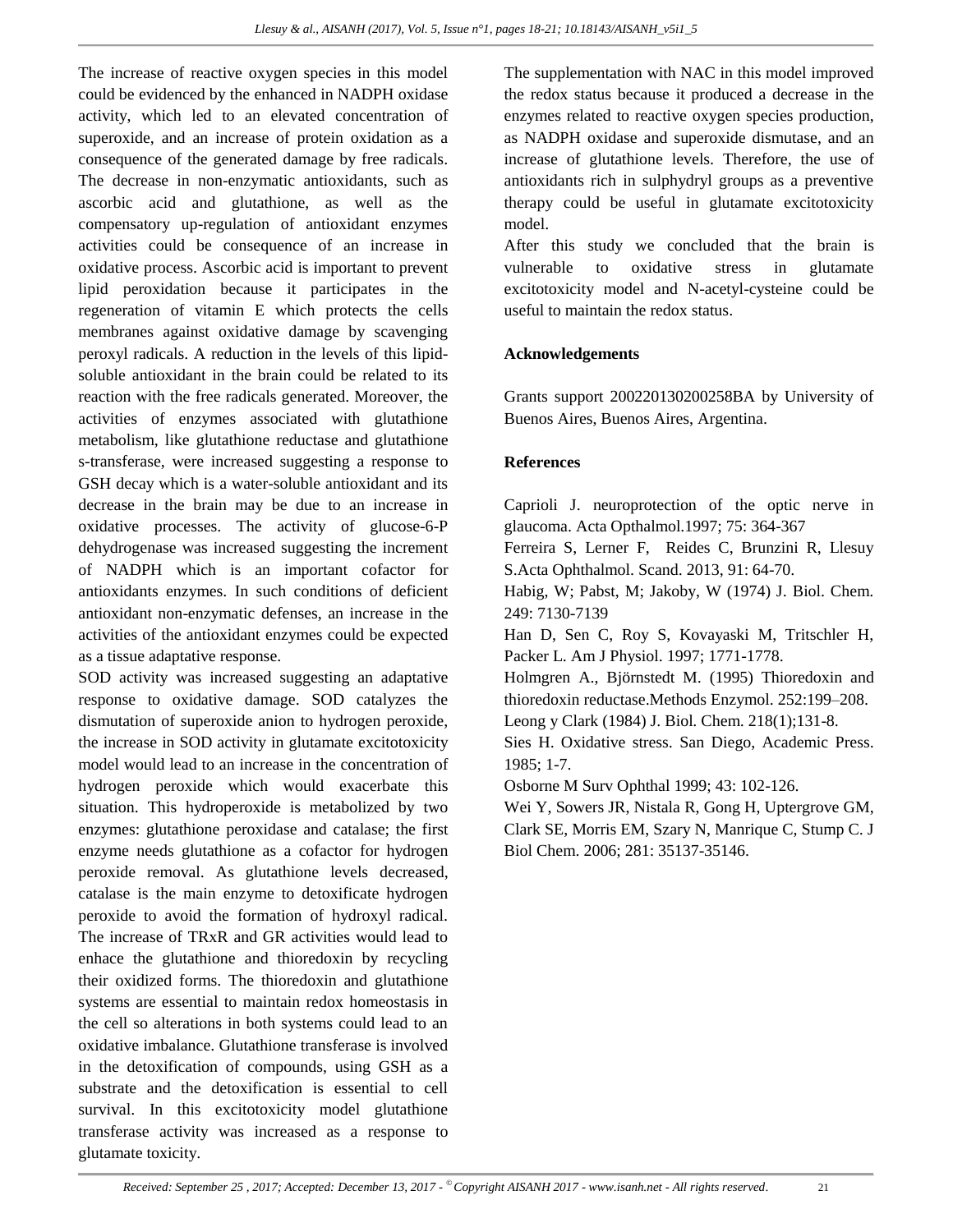The increase of reactive oxygen species in this model could be evidenced by the enhanced in NADPH oxidase activity, which led to an elevated concentration of superoxide, and an increase of protein oxidation as a consequence of the generated damage by free radicals. The decrease in non-enzymatic antioxidants, such as ascorbic acid and glutathione, as well as the compensatory up-regulation of antioxidant enzymes activities could be consequence of an increase in oxidative process. Ascorbic acid is important to prevent lipid peroxidation because it participates in the regeneration of vitamin E which protects the cells membranes against oxidative damage by scavenging peroxyl radicals. A reduction in the levels of this lipid-soluble antioxidant in the brain could be related to its reaction with the free radicals generated. Moreover, the activities of enzymes associated with glutathione metabolism, like glutathione reductase and glutathione s-transferase, were increased suggesting a response to GSH decay which is a water-soluble antioxidant and its decrease in the brain may be due to an increase in oxidative processes. The activity of glucose-6-P dehydrogenase was increased suggesting the increment of NADPH which is an important cofactor for antioxidants enzymes. In such conditions of deficient antioxidant non-enzymatic defenses, an increase in the activities of the antioxidant enzymes could be expected as a tissue adaptative response.

SOD activity was increased suggesting an adaptative response to oxidative damage. SOD catalyzes the dismutation of superoxide anion to hydrogen peroxide, the increase in SOD activity in glutamate excitotoxicity model would lead to an increase in the concentration of hydrogen peroxide which would exacerbate this situation. This hydroperoxide is metabolized by two enzymes: glutathione peroxidase and catalase; the first enzyme needs glutathione as a cofactor for hydrogen peroxide removal. As glutathione levels decreased, catalase is the main enzyme to detoxificate hydrogen peroxide to avoid the formation of hydroxyl radical. The increase of TRxR and GR activities would lead to enhace the glutathione and thioredoxin by recycling their oxidized forms. The thioredoxin and glutathione systems are essential to maintain redox homeostasis in the cell so alterations in both systems could lead to an oxidative imbalance. Glutathione transferase is involved in the detoxification of compounds, using GSH as a substrate and the detoxification is essential to cell survival. In this excitotoxicity model glutathione transferase activity was increased as a response to glutamate toxicity.

The supplementation with NAC in this model improved the redox status because it produced a decrease in the enzymes related to reactive oxygen species production, as NADPH oxidase and superoxide dismutase, and an increase of glutathione levels. Therefore, the use of antioxidants rich in sulphydryl groups as a preventive therapy could be useful in glutamate excitotoxicity model.

After this study we concluded that the brain is vulnerable to oxidative stress in glutamate excitotoxicity model and N-acetyl-cysteine could be useful to maintain the redox status.

### Acknowledgements

Grants support 200220130200258BA by University of Buenos Aires, Buenos Aires, Argentina.

### References

Caprioli J. neuroprotection of the optic nerve in glaucoma. Acta Opthalmol.1997; 75: 364-367

Ferreira S, Lerner F, Reides C, Brunzini R, Llesuy S.Acta Ophthalmol. Scand. 2013, 91: 64-70.

Habig, W; Pabst, M; Jakoby, W (1974) J. Biol. Chem. 249: 7130-7139

Han D, Sen C, Roy S, Kovayaski M, Tritschler H, Packer L. Am J Physiol. 1997; 1771-1778.

Holmgren A., Björnstedt M. (1995) Thioredoxin and thioredoxin reductase.Methods Enzymol. 252:199–208.

Leong y Clark (1984) J. Biol. Chem. 218(1);131-8.

Sies H. Oxidative stress. San Diego, Academic Press. 1985; 1-7.

Osborne M Surv Ophthal 1999; 43: 102-126.

Wei Y, Sowers JR, Nistala R, Gong H, Uptergrove GM, Clark SE, Morris EM, Szary N, Manrique C, Stump C. J Biol Chem. 2006; 281: 35137-35146.